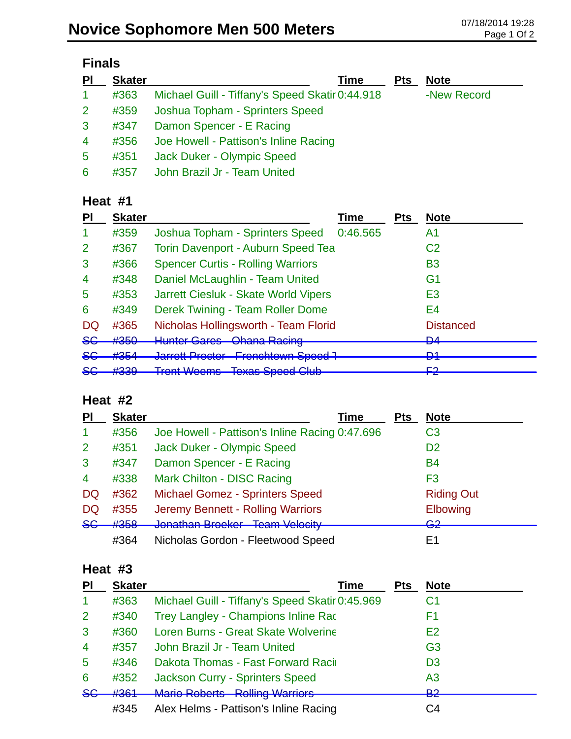# Novice Sophomore Men 500 Meters

07/18/2014 19:28

## Finals

| Pl | Skater | | Time | Pts | Note |
|---|---|---|---|---|---|
| 1 | #363 | Michael Guill - Tiffany's Speed Skatir | 0:44.918 | | -New Record |
| 2 | #359 | Joshua Topham - Sprinters Speed | | | |
| 3 | #347 | Damon Spencer - E Racing | | | |
| 4 | #356 | Joe Howell - Pattison's Inline Racing | | | |
| 5 | #351 | Jack Duker - Olympic Speed | | | |
| 6 | #357 | John Brazil Jr - Team United | | | |

## Heat #1

| Pl | Skater | | Time | Pts | Note |
|---|---|---|---|---|---|
| 1 | #359 | Joshua Topham - Sprinters Speed | 0:46.565 | | A1 |
| 2 | #367 | Torin Davenport - Auburn Speed Tea | | | C2 |
| 3 | #366 | Spencer Curtis - Rolling Warriors | | | B3 |
| 4 | #348 | Daniel McLaughlin - Team United | | | G1 |
| 5 | #353 | Jarrett Ciesluk - Skate World Vipers | | | E3 |
| 6 | #349 | Derek Twining - Team Roller Dome | | | E4 |
| DQ | #365 | Nicholas Hollingsworth - Team Florid | | | Distanced |
| ~~SC~~ | ~~#350~~ | ~~Hunter Gares - Ohana Racing~~ | | | ~~D4~~ |
| ~~SC~~ | ~~#354~~ | ~~Jarrett Proctor - Frenchtown Speed T~~ | | | ~~D1~~ |
| ~~SC~~ | ~~#339~~ | ~~Trent Weems - Texas Speed Club~~ | | | ~~F2~~ |

## Heat #2

| Pl | Skater | | Time | Pts | Note |
|---|---|---|---|---|---|
| 1 | #356 | Joe Howell - Pattison's Inline Racing | 0:47.696 | | C3 |
| 2 | #351 | Jack Duker - Olympic Speed | | | D2 |
| 3 | #347 | Damon Spencer - E Racing | | | B4 |
| 4 | #338 | Mark Chilton - DISC Racing | | | F3 |
| DQ | #362 | Michael Gomez - Sprinters Speed | | | Riding Out |
| DQ | #355 | Jeremy Bennett - Rolling Warriors | | | Elbowing |
| ~~SC~~ | ~~#358~~ | ~~Jonathan Broeker - Team Velocity~~ | | | ~~G2~~ |
| | #364 | Nicholas Gordon - Fleetwood Speed | | | E1 |

## Heat #3

| Pl | Skater | | Time | Pts | Note |
|---|---|---|---|---|---|
| 1 | #363 | Michael Guill - Tiffany's Speed Skatir | 0:45.969 | | C1 |
| 2 | #340 | Trey Langley - Champions Inline Rac | | | F1 |
| 3 | #360 | Loren Burns - Great Skate Wolverine | | | E2 |
| 4 | #357 | John Brazil Jr - Team United | | | G3 |
| 5 | #346 | Dakota Thomas - Fast Forward Racii | | | D3 |
| 6 | #352 | Jackson Curry - Sprinters Speed | | | A3 |
| ~~SC~~ | ~~#361~~ | ~~Mario Roberts - Rolling Warriors~~ | | | ~~B2~~ |
| | #345 | Alex Helms - Pattison's Inline Racing | | | C4 |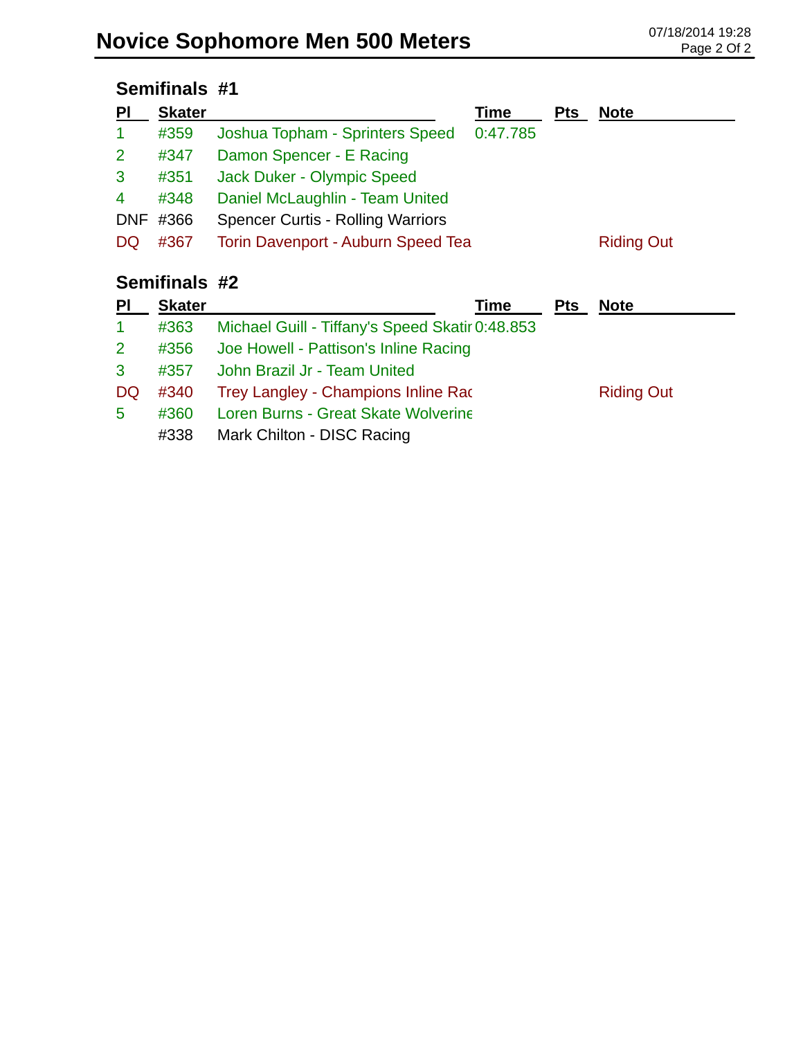# Novice Sophomore Men 500 Meters

07/18/2014 19:28

## Semifinals #1

| Pl | Skater | | Time | Pts | Note |
|---|---|---|---|---|---|
| 1 | #359 | Joshua Topham - Sprinters Speed | 0:47.785 | | |
| 2 | #347 | Damon Spencer - E Racing | | | |
| 3 | #351 | Jack Duker - Olympic Speed | | | |
| 4 | #348 | Daniel McLaughlin - Team United | | | |
| DNF | #366 | Spencer Curtis - Rolling Warriors | | | |
| DQ | #367 | Torin Davenport - Auburn Speed Tea | | | Riding Out |

## Semifinals #2

| Pl | Skater | | Time | Pts | Note |
|---|---|---|---|---|---|
| 1 | #363 | Michael Guill - Tiffany's Speed Skatir | 0:48.853 | | |
| 2 | #356 | Joe Howell - Pattison's Inline Racing | | | |
| 3 | #357 | John Brazil Jr - Team United | | | |
| DQ | #340 | Trey Langley - Champions Inline Rac | | | Riding Out |
| 5 | #360 | Loren Burns - Great Skate Wolverine | | | |
| | #338 | Mark Chilton - DISC Racing | | | |